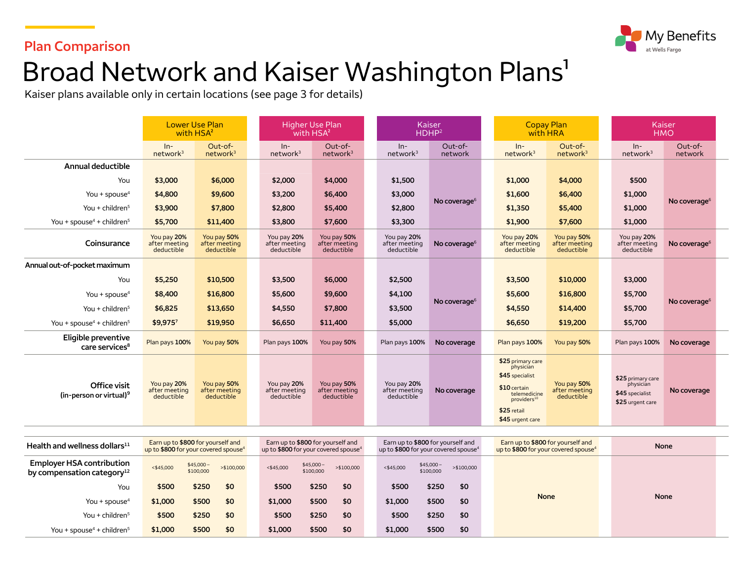Plan Comparison

# Broad Network and Kaiser Washington Plans[1]

Kaiser plans available only in certain locations (see page 3 for details)

| | Lower Use Plan with HSA[2] | | Higher Use Plan with HSA[2] | | Kaiser HDHP[2] | | Copay Plan with HRA | | Kaiser HMO | |
|---|---|---|---|---|---|---|---|---|---|---|
| | In-network[3] | Out-of-network[3] | In-network[3] | Out-of-network[3] | In-network[3] | Out-of-network | In-network[3] | Out-of-network[3] | In-network[3] | Out-of-network |
| **Annual deductible** | | | | | | | | | | |
| You | $3,000 | $6,000 | $2,000 | $4,000 | $1,500 | No coverage[6] | $1,000 | $4,000 | $500 | No coverage[6] |
| You + spouse[4] | $4,800 | $9,600 | $3,200 | $6,400 | $3,000 | | $1,600 | $6,400 | $1,000 | |
| You + children[5] | $3,900 | $7,800 | $2,800 | $5,400 | $2,800 | | $1,350 | $5,400 | $1,000 | |
| You + spouse[4] + children[5] | $5,700 | $11,400 | $3,800 | $7,600 | $3,300 | | $1,900 | $7,600 | $1,000 | |
| **Coinsurance** | You pay **20%** after meeting deductible | You pay **50%** after meeting deductible | You pay **20%** after meeting deductible | You pay **50%** after meeting deductible | You pay **20%** after meeting deductible | No coverage[6] | You pay **20%** after meeting deductible | You pay **50%** after meeting deductible | You pay **20%** after meeting deductible | No coverage[6] |
| **Annual out-of-pocket maximum** | | | | | | | | | | |
| You | $5,250 | $10,500 | $3,500 | $6,000 | $2,500 | No coverage[6] | $3,500 | $10,000 | $3,000 | No coverage[6] |
| You + spouse[4] | $8,400 | $16,800 | $5,600 | $9,600 | $4,100 | | $5,600 | $16,800 | $5,700 | |
| You + children[5] | $6,825 | $13,650 | $4,550 | $7,800 | $3,500 | | $4,550 | $14,400 | $5,700 | |
| You + spouse[4] + children[5] | $9,975[7] | $19,950 | $6,650 | $11,400 | $5,000 | | $6,650 | $19,200 | $5,700 | |
| **Eligible preventive care services[8]** | Plan pays **100%** | You pay **50%** | Plan pays **100%** | You pay **50%** | Plan pays **100%** | **No coverage** | Plan pays **100%** | You pay **50%** | Plan pays **100%** | **No coverage** |
| **Office visit (in-person or virtual)[9]** | You pay **20%** after meeting deductible | You pay **50%** after meeting deductible | You pay **20%** after meeting deductible | You pay **50%** after meeting deductible | You pay **20%** after meeting deductible | **No coverage** | **$25** primary care physician; **$45** specialist; **$10** certain telemedicine providers[10]; **$25** retail; **$45** urgent care | You pay **50%** after meeting deductible | **$25** primary care physician; **$45** specialist; **$25** urgent care | **No coverage** |

| | Lower Use Plan with HSA[2] | | | Higher Use Plan with HSA[2] | | | Kaiser HDHP[2] | | | Copay Plan with HRA | Kaiser HMO |
|---|---|---|---|---|---|---|---|---|---|---|---|
| **Health and wellness dollars[11]** | Earn up to **$800** for yourself and up to **$800** for your covered spouse[4] | | | Earn up to **$800** for yourself and up to **$800** for your covered spouse[4] | | | Earn up to **$800** for yourself and up to **$800** for your covered spouse[4] | | | Earn up to **$800** for yourself and up to **$800** for your covered spouse[4] | **None** |
| **Employer HSA contribution by compensation category[12]** | <$45,000 | $45,000 – $100,000 | >$100,000 | <$45,000 | $45,000 – $100,000 | >$100,000 | <$45,000 | $45,000 – $100,000 | >$100,000 | **None** | **None** |
| You | $500 | $250 | $0 | $500 | $250 | $0 | $500 | $250 | $0 | | |
| You + spouse[4] | $1,000 | $500 | $0 | $1,000 | $500 | $0 | $1,000 | $500 | $0 | | |
| You + children[5] | $500 | $250 | $0 | $500 | $250 | $0 | $500 | $250 | $0 | | |
| You + spouse[4] + children[5] | $1,000 | $500 | $0 | $1,000 | $500 | $0 | $1,000 | $500 | $0 | | |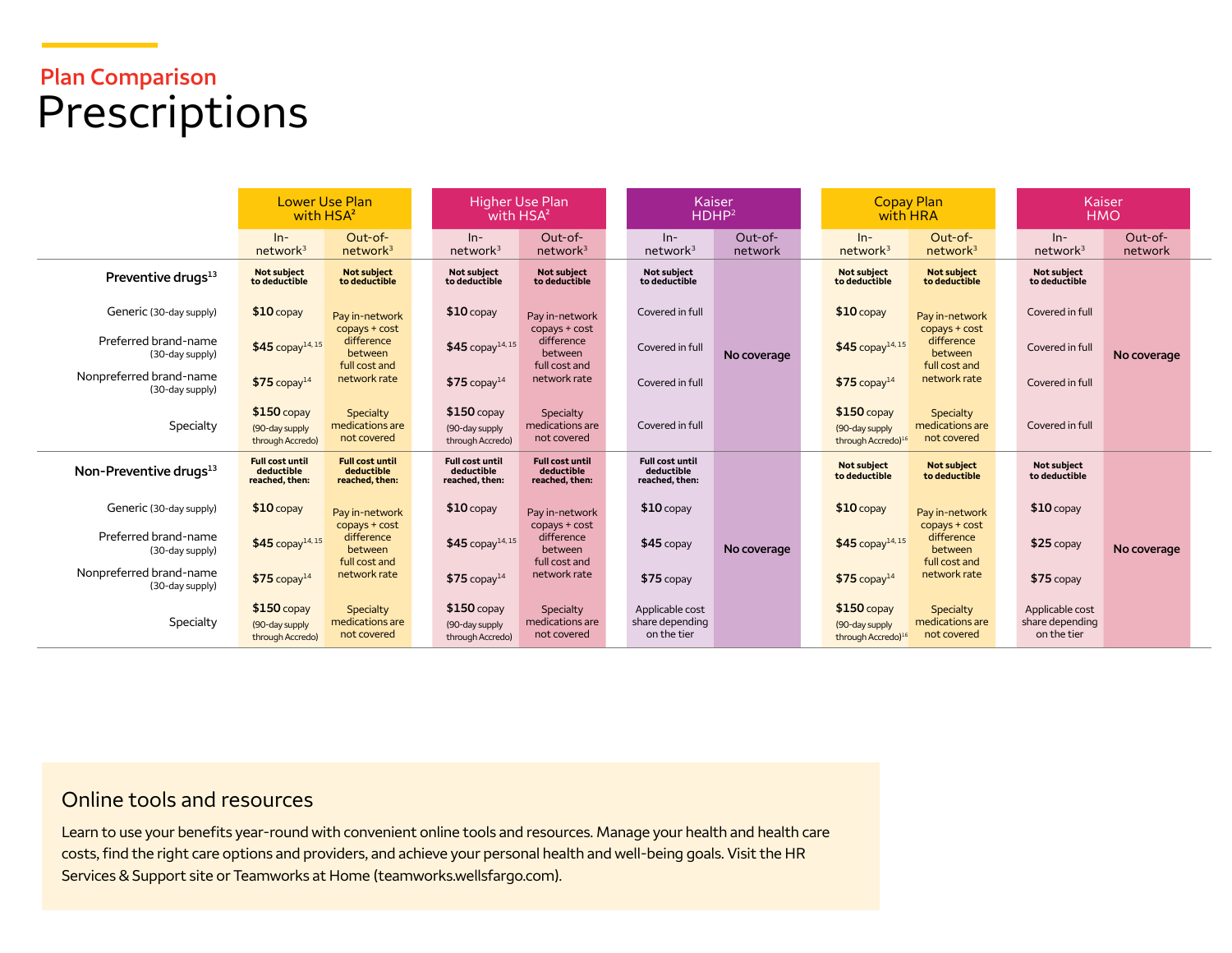## Plan Comparison

# Prescriptions

| | Lower Use Plan with HSA[2] | | Higher Use Plan with HSA[2] | | Kaiser HDHP[2] | | Copay Plan with HRA | | Kaiser HMO | |
|---|---|---|---|---|---|---|---|---|---|---|
| | In-network[3] | Out-of-network[3] | In-network[3] | Out-of-network[3] | In-network[3] | Out-of-network | In-network[3] | Out-of-network[3] | In-network[3] | Out-of-network |
| **Preventive drugs[13]** | **Not subject to deductible** | **Not subject to deductible** | **Not subject to deductible** | **Not subject to deductible** | **Not subject to deductible** | No coverage | **Not subject to deductible** | **Not subject to deductible** | **Not subject to deductible** | No coverage |
| Generic (30-day supply) | **$10** copay | Pay in-network copays + cost difference between full cost and network rate | **$10** copay | Pay in-network copays + cost difference between full cost and network rate | Covered in full | | **$10** copay | Pay in-network copays + cost difference between full cost and network rate | Covered in full | |
| Preferred brand-name (30-day supply) | **$45** copay[14, 15] | | **$45** copay[14, 15] | | Covered in full | | **$45** copay[14, 15] | | Covered in full | |
| Nonpreferred brand-name (30-day supply) | **$75** copay[14] | | **$75** copay[14] | | Covered in full | | **$75** copay[14] | | Covered in full | |
| Specialty | **$150** copay (90-day supply through Accredo) | Specialty medications are not covered | **$150** copay (90-day supply through Accredo) | Specialty medications are not covered | Covered in full | | **$150** copay (90-day supply through Accredo)[16] | Specialty medications are not covered | Covered in full | |
| **Non-Preventive drugs[13]** | **Full cost until deductible reached, then:** | **Full cost until deductible reached, then:** | **Full cost until deductible reached, then:** | **Full cost until deductible reached, then:** | **Full cost until deductible reached, then:** | No coverage | **Not subject to deductible** | **Not subject to deductible** | **Not subject to deductible** | No coverage |
| Generic (30-day supply) | **$10** copay | Pay in-network copays + cost difference between full cost and network rate | **$10** copay | Pay in-network copays + cost difference between full cost and network rate | **$10** copay | | **$10** copay | Pay in-network copays + cost difference between full cost and network rate | **$10** copay | |
| Preferred brand-name (30-day supply) | **$45** copay[14, 15] | | **$45** copay[14, 15] | | **$45** copay | | **$45** copay[14, 15] | | **$25** copay | |
| Nonpreferred brand-name (30-day supply) | **$75** copay[14] | | **$75** copay[14] | | **$75** copay | | **$75** copay[14] | | **$75** copay | |
| Specialty | **$150** copay (90-day supply through Accredo) | Specialty medications are not covered | **$150** copay (90-day supply through Accredo) | Specialty medications are not covered | Applicable cost share depending on the tier | | **$150** copay (90-day supply through Accredo)[16] | Specialty medications are not covered | Applicable cost share depending on the tier | |

## Online tools and resources

Learn to use your benefits year-round with convenient online tools and resources. Manage your health and health care costs, find the right care options and providers, and achieve your personal health and well-being goals. Visit the HR Services & Support site or Teamworks at Home (teamworks.wellsfargo.com).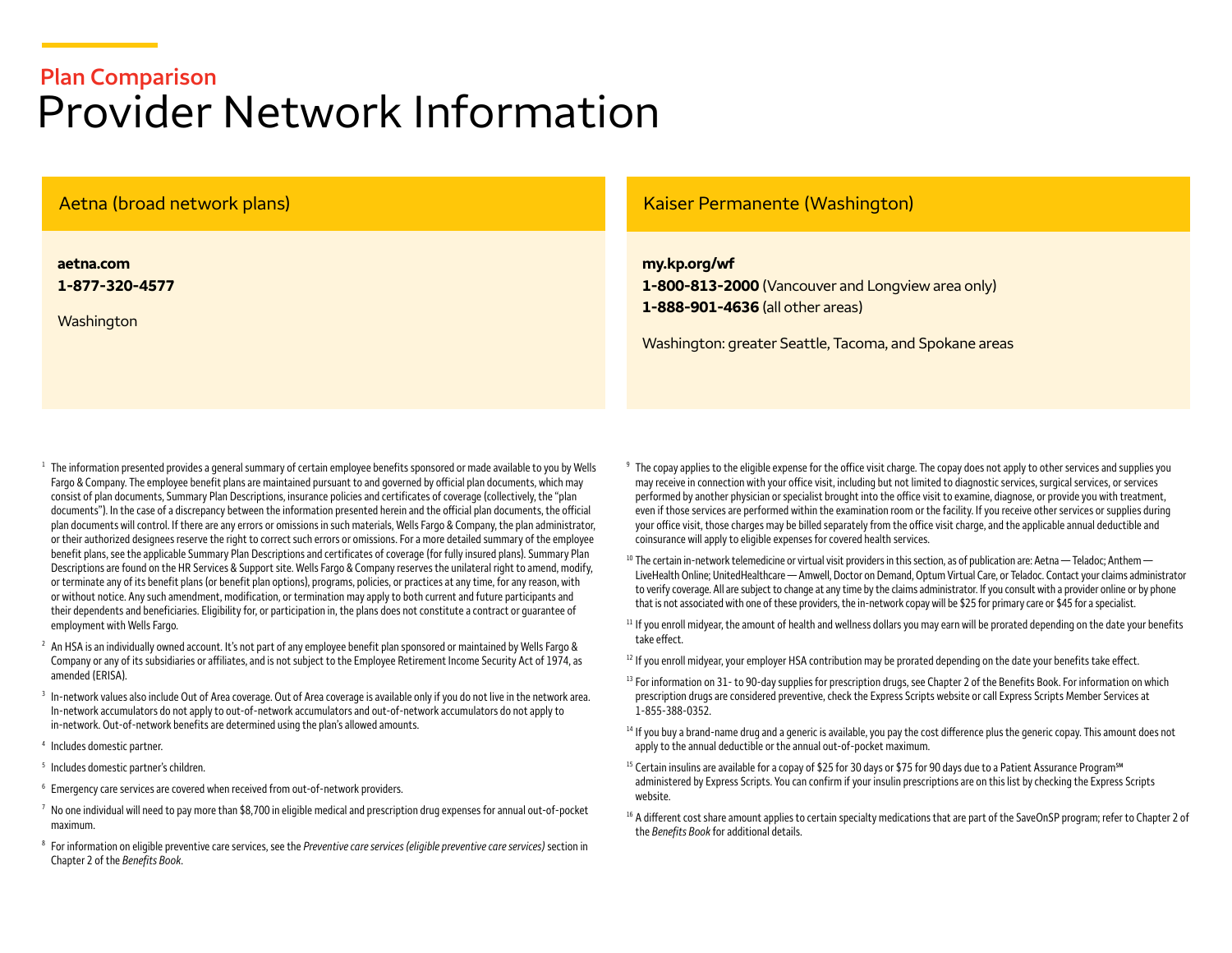## Plan Comparison

# Provider Network Information

| Aetna (broad network plans) | Kaiser Permanente (Washington) |
|---|---|
| **aetna.com**<br>**1-877-320-4577**<br><br>Washington | **my.kp.org/wf**<br>**1-800-813-2000** (Vancouver and Longview area only)<br>**1-888-901-4636** (all other areas)<br><br>Washington: greater Seattle, Tacoma, and Spokane areas |

[1] The information presented provides a general summary of certain employee benefits sponsored or made available to you by Wells Fargo & Company. The employee benefit plans are maintained pursuant to and governed by official plan documents, which may consist of plan documents, Summary Plan Descriptions, insurance policies and certificates of coverage (collectively, the "plan documents"). In the case of a discrepancy between the information presented herein and the official plan documents, the official plan documents will control. If there are any errors or omissions in such materials, Wells Fargo & Company, the plan administrator, or their authorized designees reserve the right to correct such errors or omissions. For a more detailed summary of the employee benefit plans, see the applicable Summary Plan Descriptions and certificates of coverage (for fully insured plans). Summary Plan Descriptions are found on the HR Services & Support site. Wells Fargo & Company reserves the unilateral right to amend, modify, or terminate any of its benefit plans (or benefit plan options), programs, policies, or practices at any time, for any reason, with or without notice. Any such amendment, modification, or termination may apply to both current and future participants and their dependents and beneficiaries. Eligibility for, or participation in, the plans does not constitute a contract or guarantee of employment with Wells Fargo.

[2] An HSA is an individually owned account. It's not part of any employee benefit plan sponsored or maintained by Wells Fargo & Company or any of its subsidiaries or affiliates, and is not subject to the Employee Retirement Income Security Act of 1974, as amended (ERISA).

[3] In-network values also include Out of Area coverage. Out of Area coverage is available only if you do not live in the network area. In-network accumulators do not apply to out-of-network accumulators and out-of-network accumulators do not apply to in-network. Out-of-network benefits are determined using the plan's allowed amounts.

[4] Includes domestic partner.

[5] Includes domestic partner's children.

[6] Emergency care services are covered when received from out-of-network providers.

[7] No one individual will need to pay more than $8,700 in eligible medical and prescription drug expenses for annual out-of-pocket maximum.

[8] For information on eligible preventive care services, see the *Preventive care services (eligible preventive care services)* section in Chapter 2 of the *Benefits Book*.

[9] The copay applies to the eligible expense for the office visit charge. The copay does not apply to other services and supplies you may receive in connection with your office visit, including but not limited to diagnostic services, surgical services, or services performed by another physician or specialist brought into the office visit to examine, diagnose, or provide you with treatment, even if those services are performed within the examination room or the facility. If you receive other services or supplies during your office visit, those charges may be billed separately from the office visit charge, and the applicable annual deductible and coinsurance will apply to eligible expenses for covered health services.

[10] The certain in-network telemedicine or virtual visit providers in this section, as of publication are: Aetna — Teladoc; Anthem — LiveHealth Online; UnitedHealthcare — Amwell, Doctor on Demand, Optum Virtual Care, or Teladoc. Contact your claims administrator to verify coverage. All are subject to change at any time by the claims administrator. If you consult with a provider online or by phone that is not associated with one of these providers, the in-network copay will be $25 for primary care or $45 for a specialist.

[11] If you enroll midyear, the amount of health and wellness dollars you may earn will be prorated depending on the date your benefits take effect.

[12] If you enroll midyear, your employer HSA contribution may be prorated depending on the date your benefits take effect.

[13] For information on 31- to 90-day supplies for prescription drugs, see Chapter 2 of the Benefits Book. For information on which prescription drugs are considered preventive, check the Express Scripts website or call Express Scripts Member Services at 1-855-388-0352.

[14] If you buy a brand-name drug and a generic is available, you pay the cost difference plus the generic copay. This amount does not apply to the annual deductible or the annual out-of-pocket maximum.

[15] Certain insulins are available for a copay of $25 for 30 days or $75 for 90 days due to a Patient Assurance Program℠ administered by Express Scripts. You can confirm if your insulin prescriptions are on this list by checking the Express Scripts website.

[16] A different cost share amount applies to certain specialty medications that are part of the SaveOnSP program; refer to Chapter 2 of the *Benefits Book* for additional details.